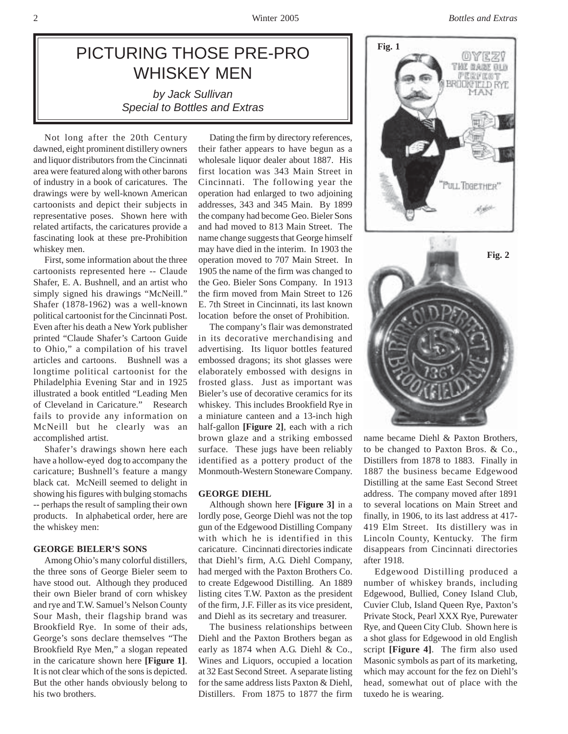# PICTURING THOSE PRE-PRO WHISKEY MEN

*by Jack Sullivan*
*Special to Bottles and Extras*

Not long after the 20th Century dawned, eight prominent distillery owners and liquor distributors from the Cincinnati area were featured along with other barons of industry in a book of caricatures. The drawings were by well-known American cartoonists and depict their subjects in representative poses. Shown here with related artifacts, the caricatures provide a fascinating look at these pre-Prohibition whiskey men.

First, some information about the three cartoonists represented here -- Claude Shafer, E. A. Bushnell, and an artist who simply signed his drawings "McNeill." Shafer (1878-1962) was a well-known political cartoonist for the Cincinnati Post. Even after his death a New York publisher printed "Claude Shafer's Cartoon Guide to Ohio," a compilation of his travel articles and cartoons. Bushnell was a longtime political cartoonist for the Philadelphia Evening Star and in 1925 illustrated a book entitled "Leading Men of Cleveland in Caricature." Research fails to provide any information on McNeill but he clearly was an accomplished artist.

Shafer's drawings shown here each have a hollow-eyed dog to accompany the caricature; Bushnell's feature a mangy black cat. McNeill seemed to delight in showing his figures with bulging stomachs -- perhaps the result of sampling their own products. In alphabetical order, here are the whiskey men:

### GEORGE BIELER'S SONS

Among Ohio's many colorful distillers, the three sons of George Bieler seem to have stood out. Although they produced their own Bieler brand of corn whiskey and rye and T.W. Samuel's Nelson County Sour Mash, their flagship brand was Brookfield Rye. In some of their ads, George's sons declare themselves "The Brookfield Rye Men," a slogan repeated in the caricature shown here **[Figure 1]**. It is not clear which of the sons is depicted. But the other hands obviously belong to his two brothers.

Dating the firm by directory references, their father appears to have begun as a wholesale liquor dealer about 1887. His first location was 343 Main Street in Cincinnati. The following year the operation had enlarged to two adjoining addresses, 343 and 345 Main. By 1899 the company had become Geo. Bieler Sons and had moved to 813 Main Street. The name change suggests that George himself may have died in the interim. In 1903 the operation moved to 707 Main Street. In 1905 the name of the firm was changed to the Geo. Bieler Sons Company. In 1913 the firm moved from Main Street to 126 E. 7th Street in Cincinnati, its last known location before the onset of Prohibition.

The company's flair was demonstrated in its decorative merchandising and advertising. Its liquor bottles featured embossed dragons; its shot glasses were elaborately embossed with designs in frosted glass. Just as important was Bieler's use of decorative ceramics for its whiskey. This includes Brookfield Rye in a miniature canteen and a 13-inch high half-gallon **[Figure 2]**, each with a rich brown glaze and a striking embossed surface. These jugs have been reliably identified as a pottery product of the Monmouth-Western Stoneware Company.

### GEORGE DIEHL

Although shown here **[Figure 3]** in a lordly pose, George Diehl was not the top gun of the Edgewood Distilling Company with which he is identified in this caricature. Cincinnati directories indicate that Diehl's firm, A.G. Diehl Company, had merged with the Paxton Brothers Co. to create Edgewood Distilling. An 1889 listing cites T.W. Paxton as the president of the firm, J.F. Filler as its vice president, and Diehl as its secretary and treasurer.

The business relationships between Diehl and the Paxton Brothers began as early as 1874 when A.G. Diehl & Co., Wines and Liquors, occupied a location at 32 East Second Street. A separate listing for the same address lists Paxton & Diehl, Distillers. From 1875 to 1877 the firm name became Diehl & Paxton Brothers, to be changed to Paxton Bros. & Co., Distillers from 1878 to 1883. Finally in 1887 the business became Edgewood Distilling at the same East Second Street address. The company moved after 1891 to several locations on Main Street and finally, in 1906, to its last address at 417-419 Elm Street. Its distillery was in Lincoln County, Kentucky. The firm disappears from Cincinnati directories after 1918.

Edgewood Distilling produced a number of whiskey brands, including Edgewood, Bullied, Coney Island Club, Cuvier Club, Island Queen Rye, Paxton's Private Stock, Pearl XXX Rye, Purewater Rye, and Queen City Club. Shown here is a shot glass for Edgewood in old English script **[Figure 4]**. The firm also used Masonic symbols as part of its marketing, which may account for the fez on Diehl's head, somewhat out of place with the tuxedo he is wearing.

Fig. 1

OYEZ! THE RARE OLD PERFECT BROOKFIELD RYE MAN

"PULL TOGETHER"

Fig. 2

RARE OLD PERFECT BROOKFIELD RYE 1867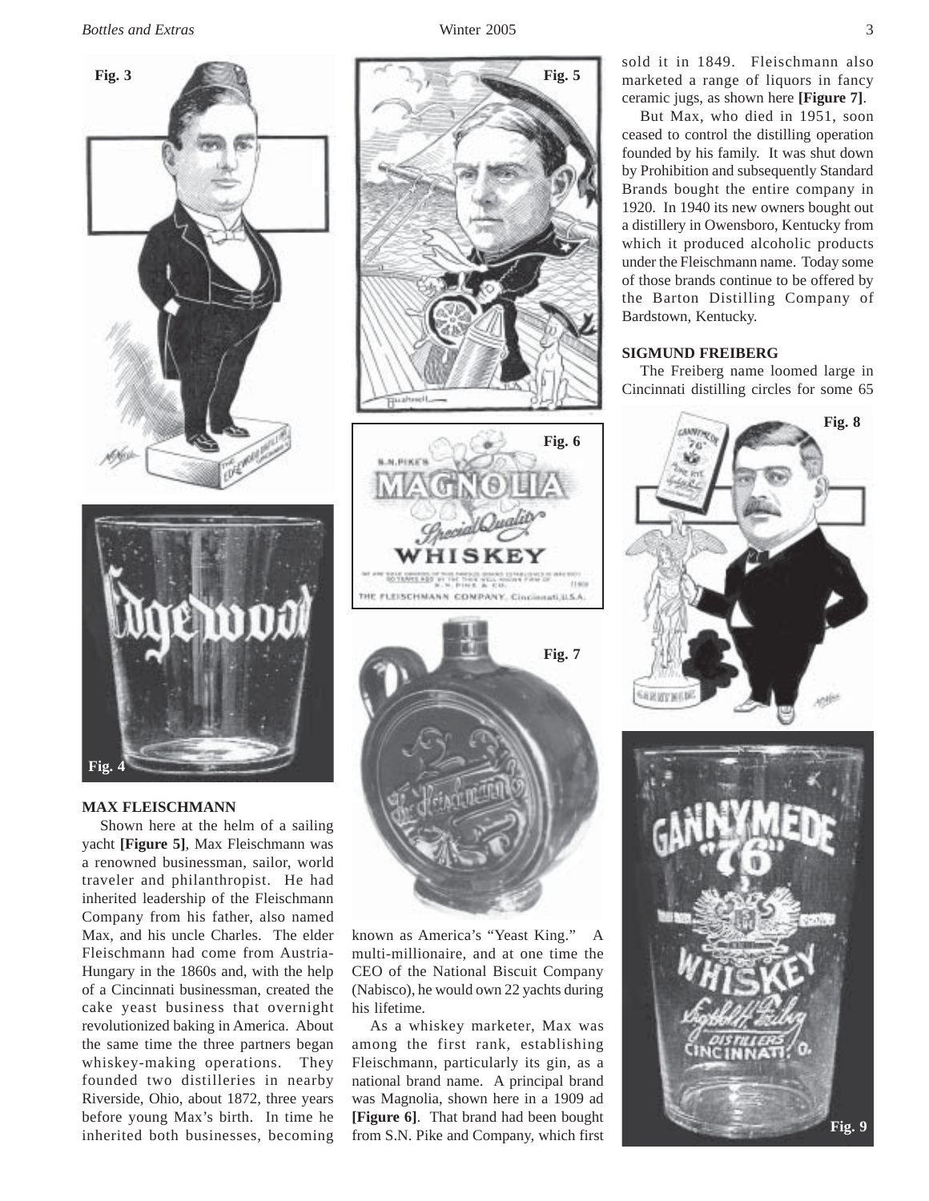Fig. 3

Fig. 4

Fig. 5

Fig. 6

Fig. 7

## MAX FLEISCHMANN

Shown here at the helm of a sailing yacht **[Figure 5]**, Max Fleischmann was a renowned businessman, sailor, world traveler and philanthropist. He had inherited leadership of the Fleischmann Company from his father, also named Max, and his uncle Charles. The elder Fleischmann had come from Austria-Hungary in the 1860s and, with the help of a Cincinnati businessman, created the cake yeast business that overnight revolutionized baking in America. About the same time the three partners began whiskey-making operations. They founded two distilleries in nearby Riverside, Ohio, about 1872, three years before young Max's birth. In time he inherited both businesses, becoming known as America's "Yeast King." A multi-millionaire, and at one time the CEO of the National Biscuit Company (Nabisco), he would own 22 yachts during his lifetime.

As a whiskey marketer, Max was among the first rank, establishing Fleischmann, particularly its gin, as a national brand name. A principal brand was Magnolia, shown here in a 1909 ad **[Figure 6]**. That brand had been bought from S.N. Pike and Company, which first sold it in 1849. Fleischmann also marketed a range of liquors in fancy ceramic jugs, as shown here **[Figure 7]**.

But Max, who died in 1951, soon ceased to control the distilling operation founded by his family. It was shut down by Prohibition and subsequently Standard Brands bought the entire company in 1920. In 1940 its new owners bought out a distillery in Owensboro, Kentucky from which it produced alcoholic products under the Fleischmann name. Today some of those brands continue to be offered by the Barton Distilling Company of Bardstown, Kentucky.

## SIGMUND FREIBERG

The Freiberg name loomed large in Cincinnati distilling circles for some 65

Fig. 8

Fig. 9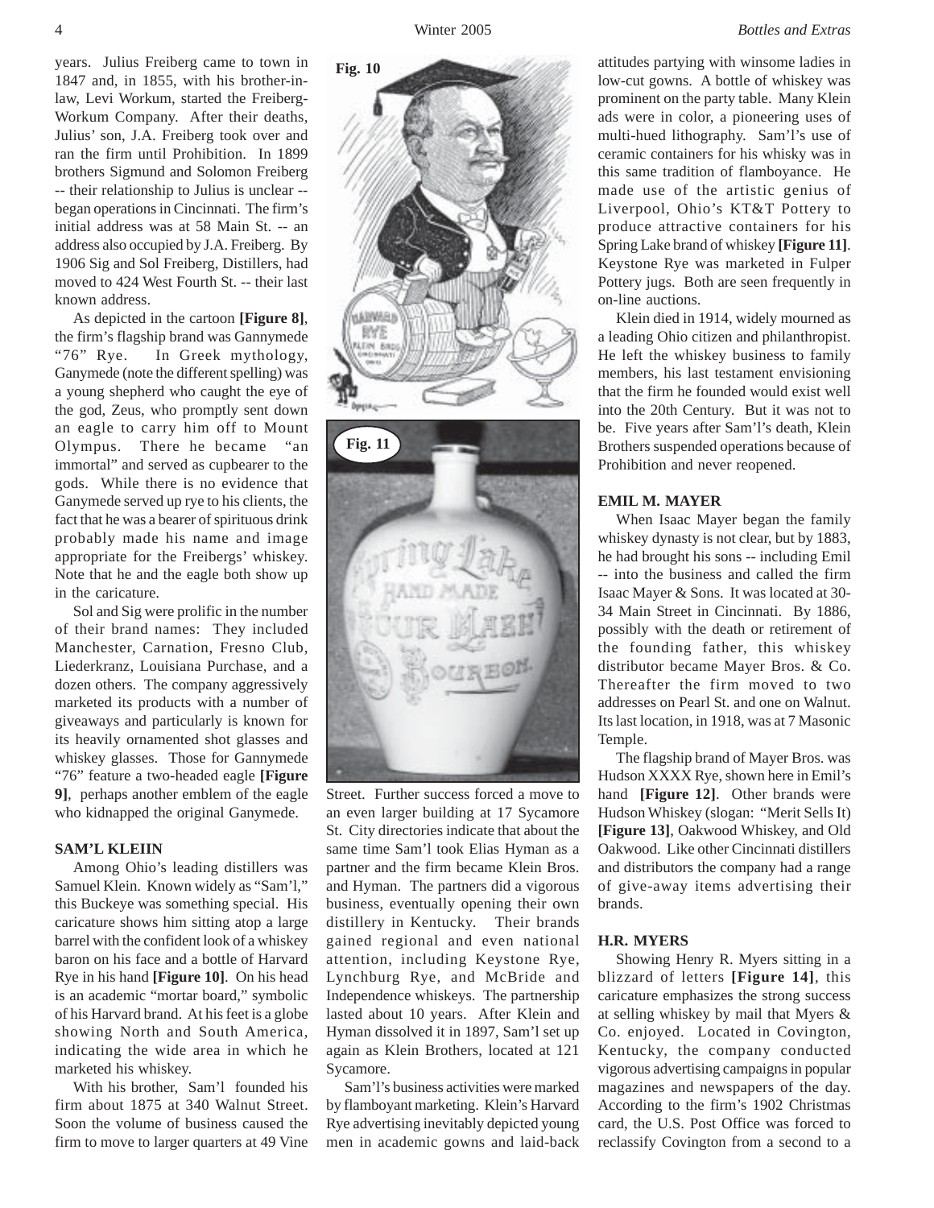years. Julius Freiberg came to town in 1847 and, in 1855, with his brother-in-law, Levi Workum, started the Freiberg-Workum Company. After their deaths, Julius' son, J.A. Freiberg took over and ran the firm until Prohibition. In 1899 brothers Sigmund and Solomon Freiberg -- their relationship to Julius is unclear -- began operations in Cincinnati. The firm's initial address was at 58 Main St. -- an address also occupied by J.A. Freiberg. By 1906 Sig and Sol Freiberg, Distillers, had moved to 424 West Fourth St. -- their last known address.

As depicted in the cartoon **[Figure 8]**, the firm's flagship brand was Gannymede "76" Rye. In Greek mythology, Ganymede (note the different spelling) was a young shepherd who caught the eye of the god, Zeus, who promptly sent down an eagle to carry him off to Mount Olympus. There he became "an immortal" and served as cupbearer to the gods. While there is no evidence that Ganymede served up rye to his clients, the fact that he was a bearer of spirituous drink probably made his name and image appropriate for the Freibergs' whiskey. Note that he and the eagle both show up in the caricature.

Sol and Sig were prolific in the number of their brand names: They included Manchester, Carnation, Fresno Club, Liederkranz, Louisiana Purchase, and a dozen others. The company aggressively marketed its products with a number of giveaways and particularly is known for its heavily ornamented shot glasses and whiskey glasses. Those for Gannymede "76" feature a two-headed eagle **[Figure 9]**, perhaps another emblem of the eagle who kidnapped the original Ganymede.

#### SAM'L KLEIIN

Among Ohio's leading distillers was Samuel Klein. Known widely as "Sam'l," this Buckeye was something special. His caricature shows him sitting atop a large barrel with the confident look of a whiskey baron on his face and a bottle of Harvard Rye in his hand **[Figure 10]**. On his head is an academic "mortar board," symbolic of his Harvard brand. At his feet is a globe showing North and South America, indicating the wide area in which he marketed his whiskey.

With his brother, Sam'l founded his firm about 1875 at 340 Walnut Street. Soon the volume of business caused the firm to move to larger quarters at 49 Vine Street. Further success forced a move to an even larger building at 17 Sycamore St. City directories indicate that about the same time Sam'l took Elias Hyman as a partner and the firm became Klein Bros. and Hyman. The partners did a vigorous business, eventually opening their own distillery in Kentucky. Their brands gained regional and even national attention, including Keystone Rye, Lynchburg Rye, and McBride and Independence whiskeys. The partnership lasted about 10 years. After Klein and Hyman dissolved it in 1897, Sam'l set up again as Klein Brothers, located at 121 Sycamore.

Fig. 10

Fig. 11

Sam'l's business activities were marked by flamboyant marketing. Klein's Harvard Rye advertising inevitably depicted young men in academic gowns and laid-back attitudes partying with winsome ladies in low-cut gowns. A bottle of whiskey was prominent on the party table. Many Klein ads were in color, a pioneering uses of multi-hued lithography. Sam'l's use of ceramic containers for his whisky was in this same tradition of flamboyance. He made use of the artistic genius of Liverpool, Ohio's KT&T Pottery to produce attractive containers for his Spring Lake brand of whiskey **[Figure 11]**. Keystone Rye was marketed in Fulper Pottery jugs. Both are seen frequently in on-line auctions.

Klein died in 1914, widely mourned as a leading Ohio citizen and philanthropist. He left the whiskey business to family members, his last testament envisioning that the firm he founded would exist well into the 20th Century. But it was not to be. Five years after Sam'l's death, Klein Brothers suspended operations because of Prohibition and never reopened.

#### EMIL M. MAYER

When Isaac Mayer began the family whiskey dynasty is not clear, but by 1883, he had brought his sons -- including Emil -- into the business and called the firm Isaac Mayer & Sons. It was located at 30-34 Main Street in Cincinnati. By 1886, possibly with the death or retirement of the founding father, this whiskey distributor became Mayer Bros. & Co. Thereafter the firm moved to two addresses on Pearl St. and one on Walnut. Its last location, in 1918, was at 7 Masonic Temple.

The flagship brand of Mayer Bros. was Hudson XXXX Rye, shown here in Emil's hand **[Figure 12]**. Other brands were Hudson Whiskey (slogan: "Merit Sells It) **[Figure 13]**, Oakwood Whiskey, and Old Oakwood. Like other Cincinnati distillers and distributors the company had a range of give-away items advertising their brands.

#### H.R. MYERS

Showing Henry R. Myers sitting in a blizzard of letters **[Figure 14]**, this caricature emphasizes the strong success at selling whiskey by mail that Myers & Co. enjoyed. Located in Covington, Kentucky, the company conducted vigorous advertising campaigns in popular magazines and newspapers of the day. According to the firm's 1902 Christmas card, the U.S. Post Office was forced to reclassify Covington from a second to a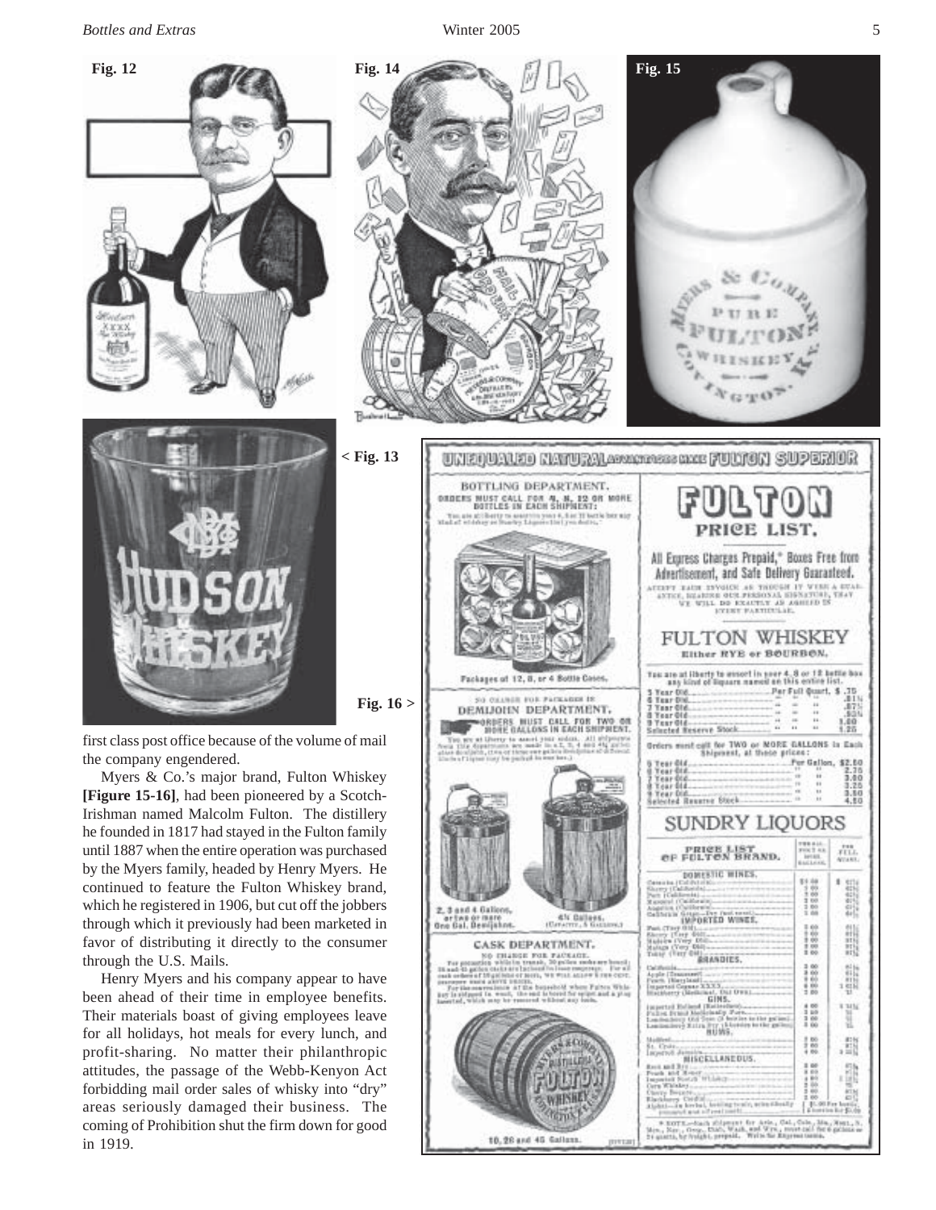Fig. 12

Fig. 14

Fig. 15

< Fig. 13

Fig. 16 >

first class post office because of the volume of mail the company engendered.

Myers & Co.'s major brand, Fulton Whiskey **[Figure 15-16]**, had been pioneered by a Scotch-Irishman named Malcolm Fulton. The distillery he founded in 1817 had stayed in the Fulton family until 1887 when the entire operation was purchased by the Myers family, headed by Henry Myers. He continued to feature the Fulton Whiskey brand, which he registered in 1906, but cut off the jobbers through which it previously had been marketed in favor of distributing it directly to the consumer through the U.S. Mails.

Henry Myers and his company appear to have been ahead of their time in employee benefits. Their materials boast of giving employees leave for all holidays, hot meals for every lunch, and profit-sharing. No matter their philanthropic attitudes, the passage of the Webb-Kenyon Act forbidding mail order sales of whisky into "dry" areas seriously damaged their business. The coming of Prohibition shut the firm down for good in 1919.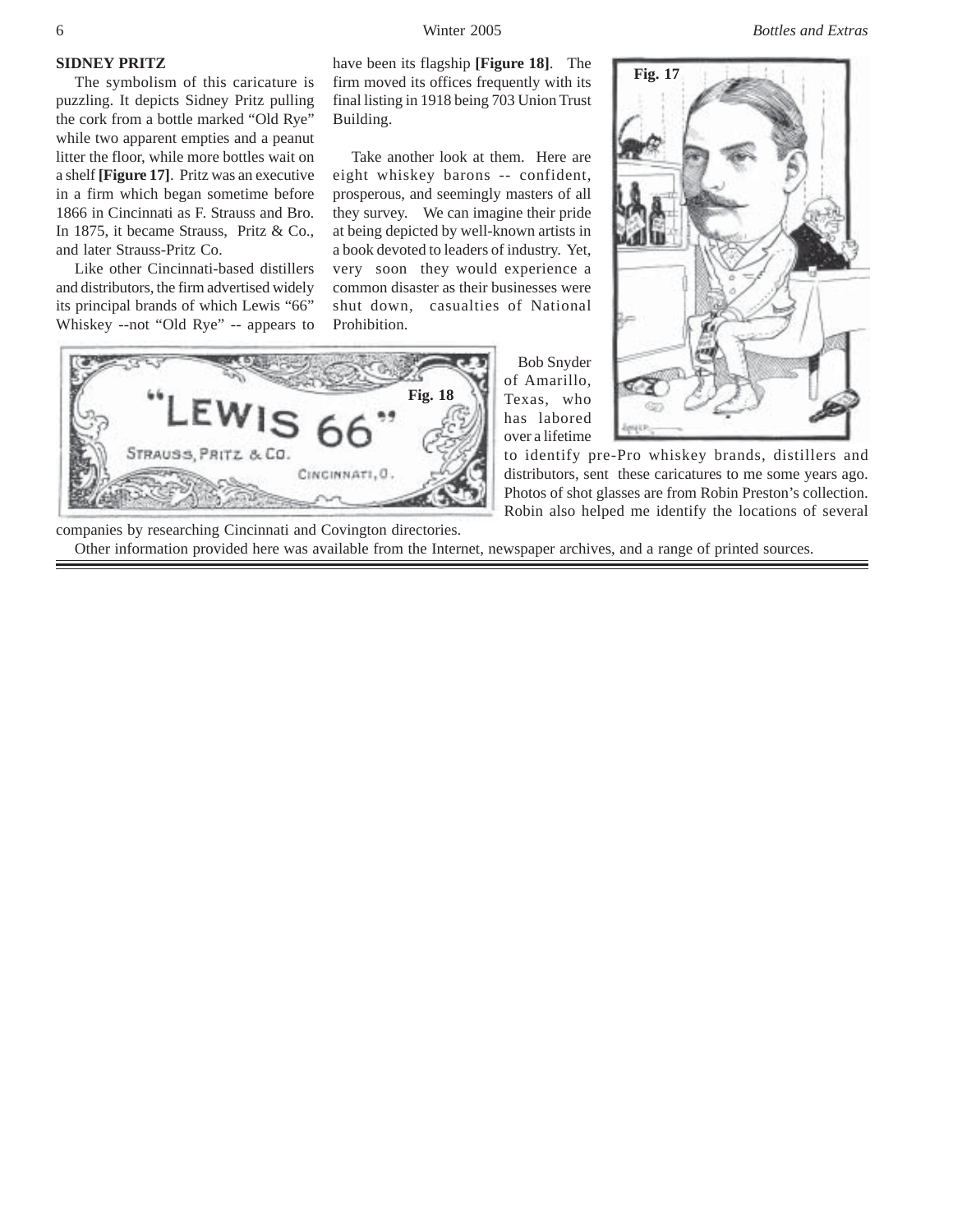## SIDNEY PRITZ

The symbolism of this caricature is puzzling. It depicts Sidney Pritz pulling the cork from a bottle marked "Old Rye" while two apparent empties and a peanut litter the floor, while more bottles wait on a shelf **[Figure 17]**. Pritz was an executive in a firm which began sometime before 1866 in Cincinnati as F. Strauss and Bro. In 1875, it became Strauss, Pritz & Co., and later Strauss-Pritz Co.

Like other Cincinnati-based distillers and distributors, the firm advertised widely its principal brands of which Lewis "66" Whiskey --not "Old Rye" -- appears to have been its flagship **[Figure 18]**. The firm moved its offices frequently with its final listing in 1918 being 703 Union Trust Building.

Take another look at them. Here are eight whiskey barons -- confident, prosperous, and seemingly masters of all they survey. We can imagine their pride at being depicted by well-known artists in a book devoted to leaders of industry. Yet, very soon they would experience a common disaster as their businesses were shut down, casualties of National Prohibition.

Fig. 17

Fig. 18

Bob Snyder of Amarillo, Texas, who has labored over a lifetime to identify pre-Pro whiskey brands, distillers and distributors, sent these caricatures to me some years ago. Photos of shot glasses are from Robin Preston's collection. Robin also helped me identify the locations of several companies by researching Cincinnati and Covington directories.

Other information provided here was available from the Internet, newspaper archives, and a range of printed sources.